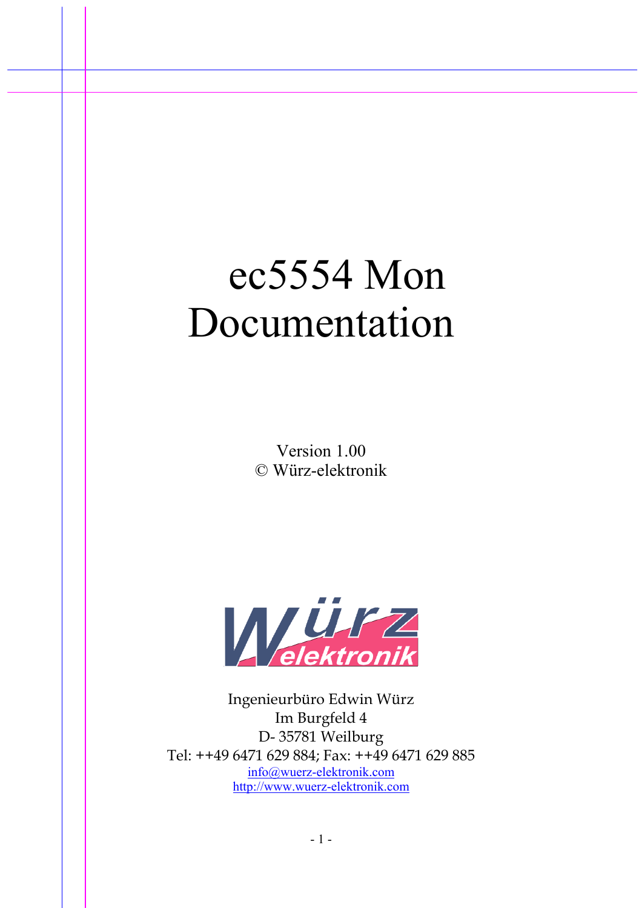# ec5554 Mon Documentation

Version 1.00
© Würz-elektronik

Ingenieurbüro Edwin Würz
Im Burgfeld 4
D- 35781 Weilburg
Tel: ++49 6471 629 884; Fax: ++49 6471 629 885
info@wuerz-elektronik.com
http://www.wuerz-elektronik.com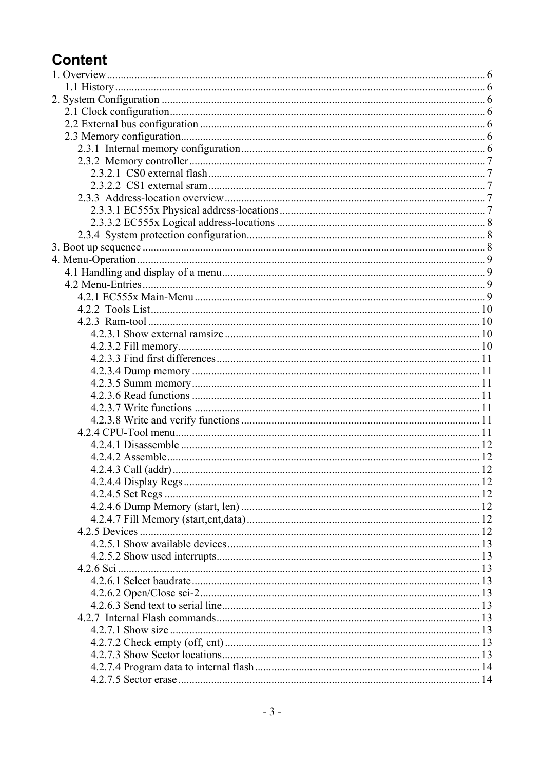# Content

1. Overview ........ 6
    - 1.1 History ........ 6
2. System Configuration ........ 6
    - 2.1 Clock configuration ........ 6
    - 2.2 External bus configuration ........ 6
    - 2.3 Memory configuration ........ 6
        - 2.3.1 Internal memory configuration ........ 6
        - 2.3.2 Memory controller ........ 7
            - 2.3.2.1 CS0 external flash ........ 7
            - 2.3.2.2 CS1 external sram ........ 7
        - 2.3.3 Address-location overview ........ 7
            - 2.3.3.1 EC555x Physical address-locations ........ 7
            - 2.3.3.2 EC555x Logical address-locations ........ 8
        - 2.3.4 System protection configuration ........ 8
3. Boot up sequence ........ 8
4. Menu-Operation ........ 9
    - 4.1 Handling and display of a menu ........ 9
    - 4.2 Menu-Entries ........ 9
        - 4.2.1 EC555x Main-Menu ........ 9
        - 4.2.2 Tools List ........ 10
        - 4.2.3 Ram-tool ........ 10
            - 4.2.3.1 Show external ramsize ........ 10
            - 4.2.3.2 Fill memory ........ 10
            - 4.2.3.3 Find first differences ........ 11
            - 4.2.3.4 Dump memory ........ 11
            - 4.2.3.5 Summ memory ........ 11
            - 4.2.3.6 Read functions ........ 11
            - 4.2.3.7 Write functions ........ 11
            - 4.2.3.8 Write and verify functions ........ 11
        - 4.2.4 CPU-Tool menu ........ 11
            - 4.2.4.1 Disassemble ........ 12
            - 4.2.4.2 Assemble ........ 12
            - 4.2.4.3 Call (addr) ........ 12
            - 4.2.4.4 Display Regs ........ 12
            - 4.2.4.5 Set Regs ........ 12
            - 4.2.4.6 Dump Memory (start, len) ........ 12
            - 4.2.4.7 Fill Memory (start,cnt,data) ........ 12
        - 4.2.5 Devices ........ 12
            - 4.2.5.1 Show available devices ........ 13
            - 4.2.5.2 Show used interrupts ........ 13
        - 4.2.6 Sci ........ 13
            - 4.2.6.1 Select baudrate ........ 13
            - 4.2.6.2 Open/Close sci-2 ........ 13
            - 4.2.6.3 Send text to serial line ........ 13
        - 4.2.7 Internal Flash commands ........ 13
            - 4.2.7.1 Show size ........ 13
            - 4.2.7.2 Check empty (off, cnt) ........ 13
            - 4.2.7.3 Show Sector locations ........ 13
            - 4.2.7.4 Program data to internal flash ........ 14
            - 4.2.7.5 Sector erase ........ 14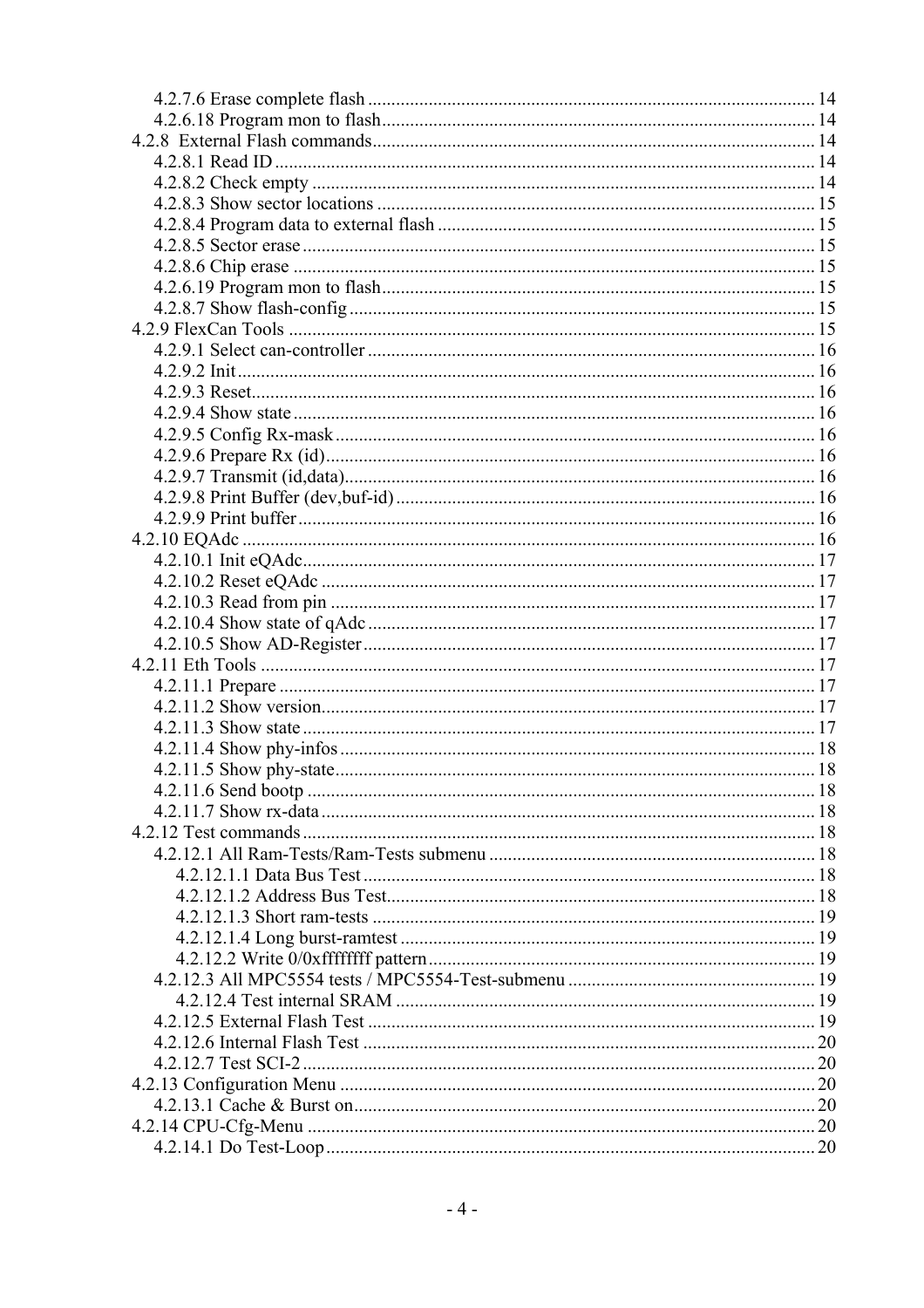4.2.7.6 Erase complete flash ............................................................................................ 14
4.2.6.18 Program mon to flash.......................................................................................... 14
4.2.8 External Flash commands.......................................................................................... 14
4.2.8.1 Read ID ................................................................................................................ 14
4.2.8.2 Check empty ........................................................................................................ 14
4.2.8.3 Show sector locations .......................................................................................... 15
4.2.8.4 Program data to external flash ............................................................................. 15
4.2.8.5 Sector erase .......................................................................................................... 15
4.2.8.6 Chip erase ............................................................................................................ 15
4.2.6.19 Program mon to flash.......................................................................................... 15
4.2.8.7 Show flash-config ................................................................................................ 15
4.2.9 FlexCan Tools ............................................................................................................ 15
4.2.9.1 Select can-controller ............................................................................................ 16
4.2.9.2 Init........................................................................................................................ 16
4.2.9.3 Reset..................................................................................................................... 16
4.2.9.4 Show state ............................................................................................................ 16
4.2.9.5 Config Rx-mask ................................................................................................... 16
4.2.9.6 Prepare Rx (id)..................................................................................................... 16
4.2.9.7 Transmit (id,data)................................................................................................. 16
4.2.9.8 Print Buffer (dev,buf-id) ...................................................................................... 16
4.2.9.9 Print buffer ........................................................................................................... 16
4.2.10 EQAdc ...................................................................................................................... 16
4.2.10.1 Init eQAdc.......................................................................................................... 17
4.2.10.2 Reset eQAdc ...................................................................................................... 17
4.2.10.3 Read from pin .................................................................................................... 17
4.2.10.4 Show state of qAdc ............................................................................................ 17
4.2.10.5 Show AD-Register ............................................................................................. 17
4.2.11 Eth Tools .................................................................................................................. 17
4.2.11.1 Prepare ............................................................................................................... 17
4.2.11.2 Show version....................................................................................................... 17
4.2.11.3 Show state .......................................................................................................... 17
4.2.11.4 Show phy-infos .................................................................................................. 18
4.2.11.5 Show phy-state.................................................................................................... 18
4.2.11.6 Send bootp ......................................................................................................... 18
4.2.11.7 Show rx-data ...................................................................................................... 18
4.2.12 Test commands ......................................................................................................... 18
4.2.12.1 All Ram-Tests/Ram-Tests submenu ................................................................... 18
4.2.12.1.1 Data Bus Test .............................................................................................. 18
4.2.12.1.2 Address Bus Test......................................................................................... 18
4.2.12.1.3 Short ram-tests ............................................................................................ 19
4.2.12.1.4 Long burst-ramtest ...................................................................................... 19
4.2.12.2 Write 0/0xffffffff pattern................................................................................ 19
4.2.12.3 All MPC5554 tests / MPC5554-Test-submenu .................................................. 19
4.2.12.4 Test internal SRAM ....................................................................................... 19
4.2.12.5 External Flash Test ............................................................................................. 19
4.2.12.6 Internal Flash Test .............................................................................................. 20
4.2.12.7 Test SCI-2 .......................................................................................................... 20
4.2.13 Configuration Menu .................................................................................................. 20
4.2.13.1 Cache & Burst on................................................................................................ 20
4.2.14 CPU-Cfg-Menu ......................................................................................................... 20
4.2.14.1 Do Test-Loop ...................................................................................................... 20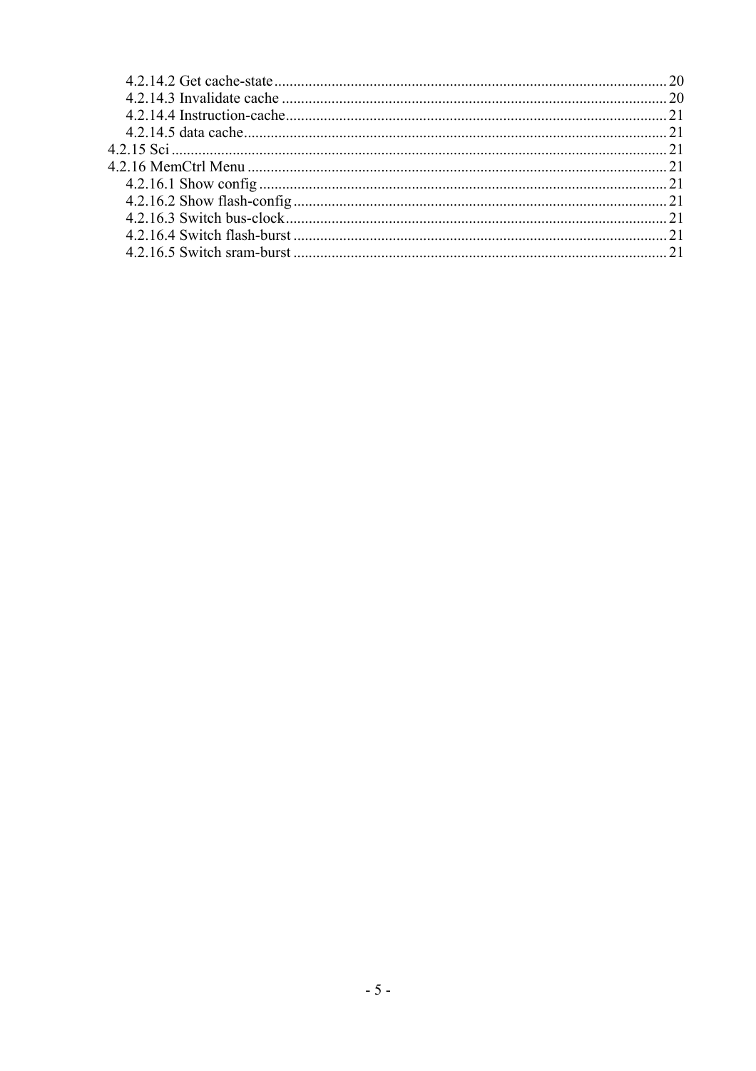4.2.14.2 Get cache-state ........ 20
4.2.14.3 Invalidate cache ........ 20
4.2.14.4 Instruction-cache ........ 21
4.2.14.5 data cache ........ 21
4.2.15 Sci ........ 21
4.2.16 MemCtrl Menu ........ 21
4.2.16.1 Show config ........ 21
4.2.16.2 Show flash-config ........ 21
4.2.16.3 Switch bus-clock ........ 21
4.2.16.4 Switch flash-burst ........ 21
4.2.16.5 Switch sram-burst ........ 21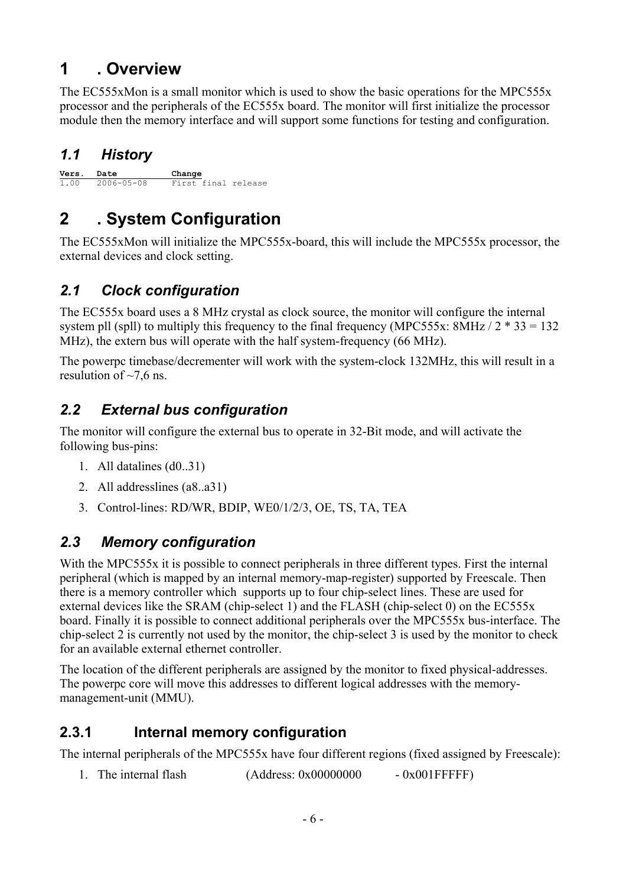# 1 . Overview

The EC555xMon is a small monitor which is used to show the basic operations for the MPC555x processor and the peripherals of the EC555x board. The monitor will first initialize the processor module then the memory interface and will support some functions for testing and configuration.

## *1.1 History*

```
Vers.  Date         Change
1.00   2006-05-08   First final release
```

# 2 . System Configuration

The EC555xMon will initialize the MPC555x-board, this will include the MPC555x processor, the external devices and clock setting.

## *2.1 Clock configuration*

The EC555x board uses a 8 MHz crystal as clock source, the monitor will configure the internal system pll (spll) to multiply this frequency to the final frequency (MPC555x: 8MHz / 2 * 33 = 132 MHz), the extern bus will operate with the half system-frequency (66 MHz).

The powerpc timebase/decrementer will work with the system-clock 132MHz, this will result in a resulution of ~7,6 ns.

## *2.2 External bus configuration*

The monitor will configure the external bus to operate in 32-Bit mode, and will activate the following bus-pins:

1. All datalines (d0..31)
2. All addresslines (a8..a31)
3. Control-lines: RD/WR, BDIP, WE0/1/2/3, OE, TS, TA, TEA

## *2.3 Memory configuration*

With the MPC555x it is possible to connect peripherals in three different types. First the internal peripheral (which is mapped by an internal memory-map-register) supported by Freescale. Then there is a memory controller which supports up to four chip-select lines. These are used for external devices like the SRAM (chip-select 1) and the FLASH (chip-select 0) on the EC555x board. Finally it is possible to connect additional peripherals over the MPC555x bus-interface. The chip-select 2 is currently not used by the monitor, the chip-select 3 is used by the monitor to check for an available external ethernet controller.

The location of the different peripherals are assigned by the monitor to fixed physical-addresses. The powerpc core will move this addresses to different logical addresses with the memory-management-unit (MMU).

### 2.3.1 Internal memory configuration

The internal peripherals of the MPC555x have four different regions (fixed assigned by Freescale):

1. The internal flash (Address: 0x00000000 - 0x001FFFFF)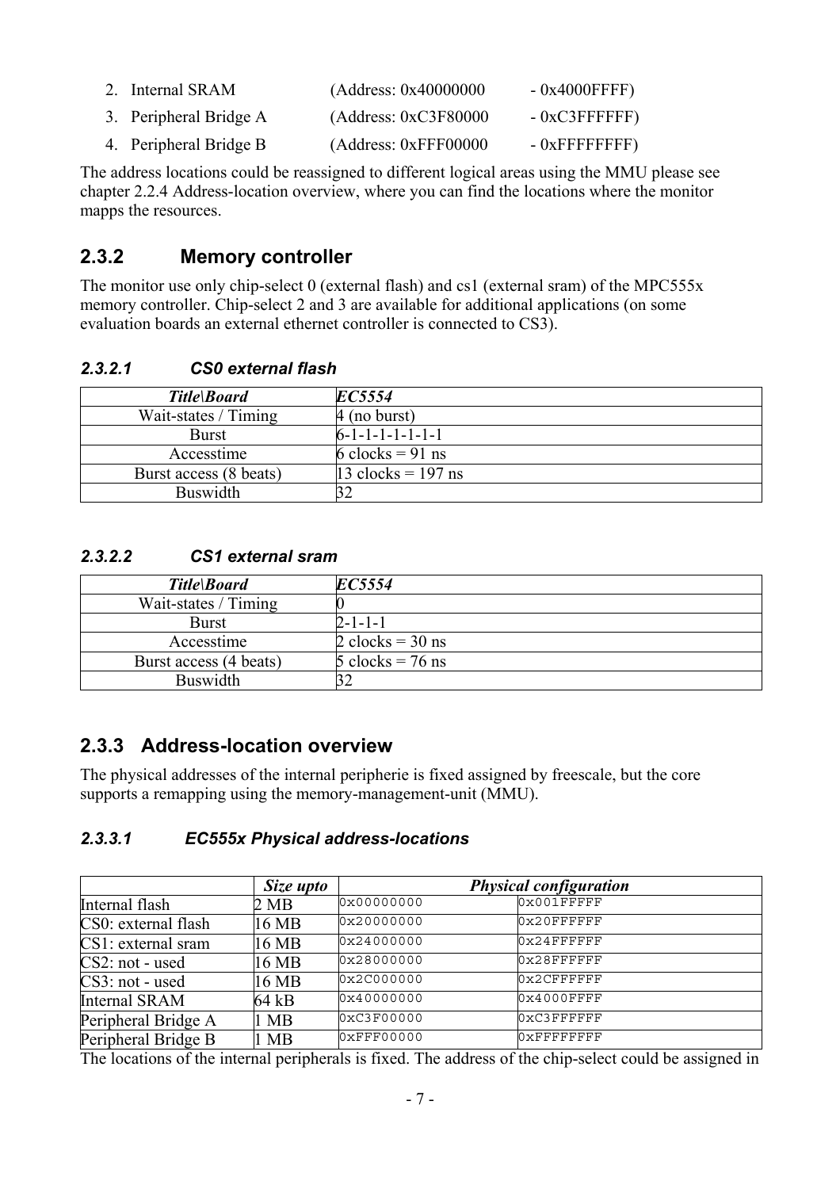2. Internal SRAM (Address: 0x40000000 - 0x4000FFFF)
3. Peripheral Bridge A (Address: 0xC3F80000 - 0xC3FFFFFF)
4. Peripheral Bridge B (Address: 0xFFF00000 - 0xFFFFFFFF)

The address locations could be reassigned to different logical areas using the MMU please see chapter 2.2.4 Address-location overview, where you can find the locations where the monitor mapps the resources.

## 2.3.2 Memory controller

The monitor use only chip-select 0 (external flash) and cs1 (external sram) of the MPC555x memory controller. Chip-select 2 and 3 are available for additional applications (on some evaluation boards an external ethernet controller is connected to CS3).

#### 2.3.2.1 CS0 external flash

| *Title\Board* | *EC5554* |
|---|---|
| Wait-states / Timing | 4 (no burst) |
| Burst | 6-1-1-1-1-1-1-1 |
| Accesstime | 6 clocks = 91 ns |
| Burst access (8 beats) | 13 clocks = 197 ns |
| Buswidth | 32 |

#### 2.3.2.2 CS1 external sram

| *Title\Board* | *EC5554* |
|---|---|
| Wait-states / Timing | 0 |
| Burst | 2-1-1-1 |
| Accesstime | 2 clocks = 30 ns |
| Burst access (4 beats) | 5 clocks = 76 ns |
| Buswidth | 32 |

## 2.3.3 Address-location overview

The physical addresses of the internal peripherie is fixed assigned by freescale, but the core supports a remapping using the memory-management-unit (MMU).

#### 2.3.3.1 EC555x Physical address-locations

| | *Size upto* | *Physical configuration* | |
|---|---|---|---|
| Internal flash | 2 MB | 0x00000000 | 0x001FFFFF |
| CS0: external flash | 16 MB | 0x20000000 | 0x20FFFFFF |
| CS1: external sram | 16 MB | 0x24000000 | 0x24FFFFFF |
| CS2: not - used | 16 MB | 0x28000000 | 0x28FFFFFF |
| CS3: not - used | 16 MB | 0x2C000000 | 0x2CFFFFFF |
| Internal SRAM | 64 kB | 0x40000000 | 0x4000FFFF |
| Peripheral Bridge A | 1 MB | 0xC3F00000 | 0xC3FFFFFF |
| Peripheral Bridge B | 1 MB | 0xFFF00000 | 0xFFFFFFFF |

The locations of the internal peripherals is fixed. The address of the chip-select could be assigned in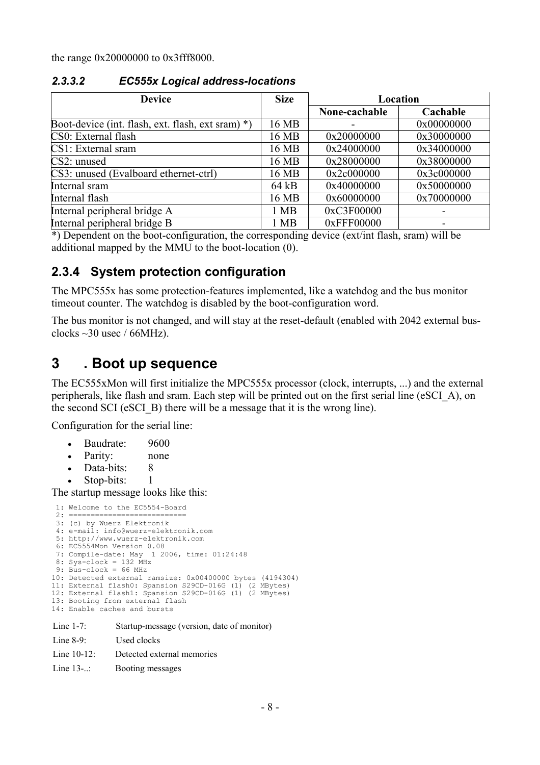the range 0x20000000 to 0x3fff8000.

#### 2.3.3.2 EC555x Logical address-locations

| Device | Size | Location | |
|---|---|---|---|
| | | None-cachable | Cachable |
| Boot-device (int. flash, ext. flash, ext sram) *) | 16 MB | - | 0x00000000 |
| CS0: External flash | 16 MB | 0x20000000 | 0x30000000 |
| CS1: External sram | 16 MB | 0x24000000 | 0x34000000 |
| CS2: unused | 16 MB | 0x28000000 | 0x38000000 |
| CS3: unused (Evalboard ethernet-ctrl) | 16 MB | 0x2c000000 | 0x3c000000 |
| Internal sram | 64 kB | 0x40000000 | 0x50000000 |
| Internal flash | 16 MB | 0x60000000 | 0x70000000 |
| Internal peripheral bridge A | 1 MB | 0xC3F00000 | - |
| Internal peripheral bridge B | 1 MB | 0xFFF00000 | - |

*) Dependent on the boot-configuration, the corresponding device (ext/int flash, sram) will be additional mapped by the MMU to the boot-location (0).

### 2.3.4 System protection configuration

The MPC555x has some protection-features implemented, like a watchdog and the bus monitor timeout counter. The watchdog is disabled by the boot-configuration word.

The bus monitor is not changed, and will stay at the reset-default (enabled with 2042 external bus-clocks ~30 usec / 66MHz).

## 3 . Boot up sequence

The EC555xMon will first initialize the MPC555x processor (clock, interrupts, ...) and the external peripherals, like flash and sram. Each step will be printed out on the first serial line (eSCI_A), on the second SCI (eSCI_B) there will be a message that it is the wrong line).

Configuration for the serial line:

- Baudrate: 9600
- Parity: none
- Data-bits: 8
- Stop-bits: 1

The startup message looks like this:

```
 1: Welcome to the EC5554-Board
 2: ===========================
 3: (c) by Wuerz Elektronik
 4: e-mail: info@wuerz-elektronik.com
 5: http://www.wuerz-elektronik.com
 6: EC5554Mon Version 0.08
 7: Compile-date: May  1 2006, time: 01:24:48
 8: Sys-clock = 132 MHz
 9: Bus-clock = 66 MHz
10: Detected external ramsize: 0x00400000 bytes (4194304)
11: External flash0: Spansion S29CD-016G (1) (2 MBytes)
12: External flash1: Spansion S29CD-016G (1) (2 MBytes)
13: Booting from external flash
14: Enable caches and bursts
```

| | |
|---|---|
| Line 1-7: | Startup-message (version, date of monitor) |
| Line 8-9: | Used clocks |
| Line 10-12: | Detected external memories |
| Line 13-..: | Booting messages |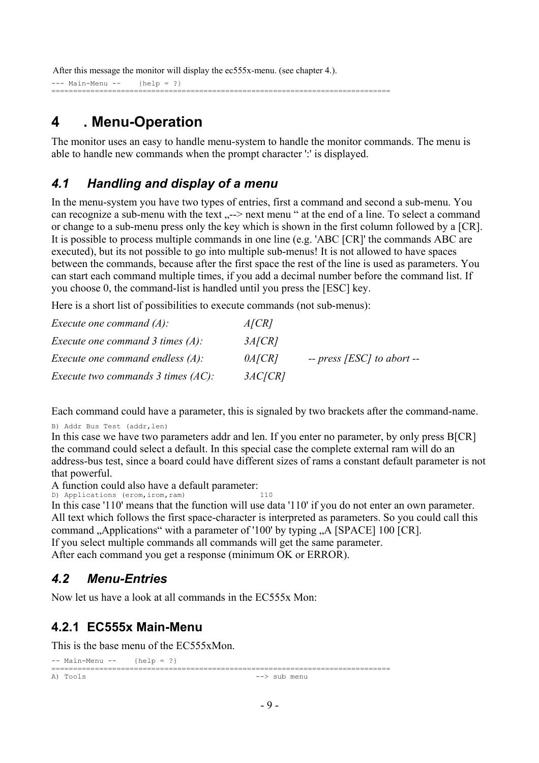After this message the monitor will display the ec555x-menu. (see chapter 4.).

```
--- Main-Menu --    {help = ?}
========================================================================
```

# 4 . Menu-Operation

The monitor uses an easy to handle menu-system to handle the monitor commands. The menu is able to handle new commands when the prompt character ':' is displayed.

## *4.1 Handling and display of a menu*

In the menu-system you have two types of entries, first a command and second a sub-menu. You can recognize a sub-menu with the text „--> next menu " at the end of a line. To select a command or change to a sub-menu press only the key which is shown in the first column followed by a [CR]. It is possible to process multiple commands in one line (e.g. 'ABC [CR]' the commands ABC are executed), but its not possible to go into multiple sub-menus! It is not allowed to have spaces between the commands, because after the first space the rest of the line is used as parameters. You can start each command multiple times, if you add a decimal number before the command list. If you choose 0, the command-list is handled until you press the [ESC] key.

Here is a short list of possibilities to execute commands (not sub-menus):

| | | |
|---|---|---|
| *Execute one command (A):* | *A[CR]* | |
| *Execute one command 3 times (A):* | *3A[CR]* | |
| *Execute one command endless (A):* | *0A[CR]* | *-- press [ESC] to abort --* |
| *Execute two commands 3 times (AC):* | *3AC[CR]* | |

Each command could have a parameter, this is signaled by two brackets after the command-name.

```
B) Addr Bus Test (addr,len)
```

In this case we have two parameters addr and len. If you enter no parameter, by only press B[CR] the command could select a default. In this special case the complete external ram will do an address-bus test, since a board could have different sizes of rams a constant default parameter is not that powerful.

A function could also have a default parameter:

```
D) Applications (erom,irom,ram)              110
```

In this case '110' means that the function will use data '110' if you do not enter an own parameter. All text which follows the first space-character is interpreted as parameters. So you could call this command „Applications" with a parameter of '100' by typing „A [SPACE] 100 [CR].

If you select multiple commands all commands will get the same parameter.

After each command you get a response (minimum OK or ERROR).

## *4.2 Menu-Entries*

Now let us have a look at all commands in the EC555x Mon:

### 4.2.1 EC555x Main-Menu

This is the base menu of the EC555xMon.

```
-- Main-Menu --    {help = ?}
========================================================================
A) Tools                                    --> sub menu
```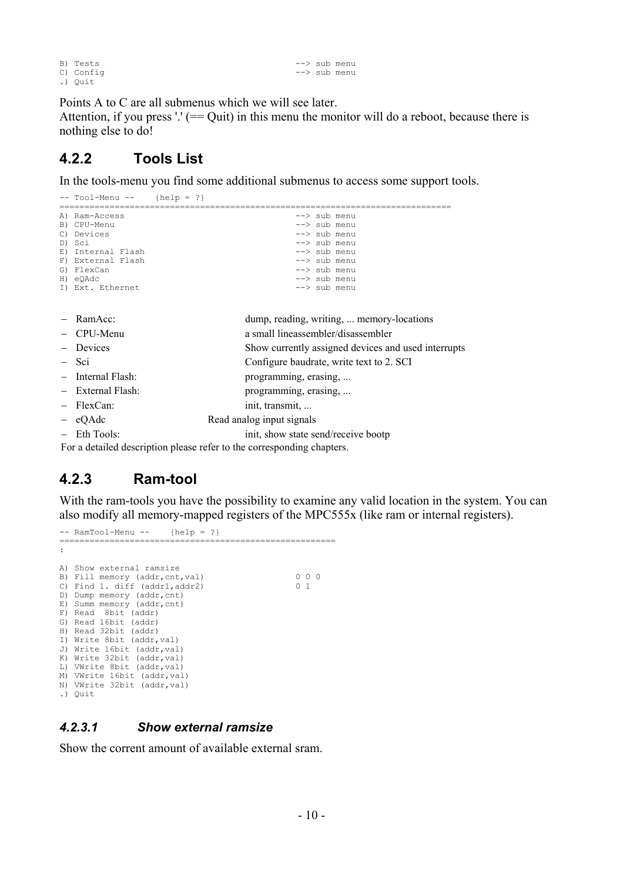```
B) Tests                                          --> sub menu
C) Config                                         --> sub menu
.) Quit
```

Points A to C are all submenus which we will see later.
Attention, if you press '.' (== Quit) in this menu the monitor will do a reboot, because there is nothing else to do!

## 4.2.2 Tools List

In the tools-menu you find some additional submenus to access some support tools.

```
-- Tool-Menu --    {help = ?}
============================================================================
A) Ram-Access                                     --> sub menu
B) CPU-Menu                                       --> sub menu
C) Devices                                        --> sub menu
D) Sci                                            --> sub menu
E) Internal Flash                                 --> sub menu
F) External Flash                                 --> sub menu
G) FlexCan                                        --> sub menu
H) eQAdc                                          --> sub menu
I) Ext. Ethernet                                  --> sub menu
```

- RamAcc: dump, reading, writing, ... memory-locations
- CPU-Menu a small lineassembler/disassembler
- Devices Show currently assigned devices and used interrupts
- Sci Configure baudrate, write text to 2. SCI
- Internal Flash: programming, erasing, ...
- External Flash: programming, erasing, ...
- FlexCan: init, transmit, ...
- eQAdc Read analog input signals
- Eth Tools: init, show state send/receive bootp

For a detailed description please refer to the corresponding chapters.

## 4.2.3 Ram-tool

With the ram-tools you have the possibility to examine any valid location in the system. You can also modify all memory-mapped registers of the MPC555x (like ram or internal registers).

```
-- RamTool-Menu --    {help = ?}
=====================================================
:

A) Show external ramsize
B) Fill memory (addr,cnt,val)                    0 0 0
C) Find 1. diff (addr1,addr2)                    0 1
D) Dump memory (addr,cnt)
E) Summ memory (addr,cnt)
F) Read  8bit (addr)
G) Read 16bit (addr)
H) Read 32bit (addr)
I) Write 8bit (addr,val)
J) Write 16bit (addr,val)
K) Write 32bit (addr,val)
L) VWrite 8bit (addr,val)
M) VWrite 16bit (addr,val)
N) VWrite 32bit (addr,val)
.) Quit
```

### *4.2.3.1 Show external ramsize*

Show the corrent amount of available external sram.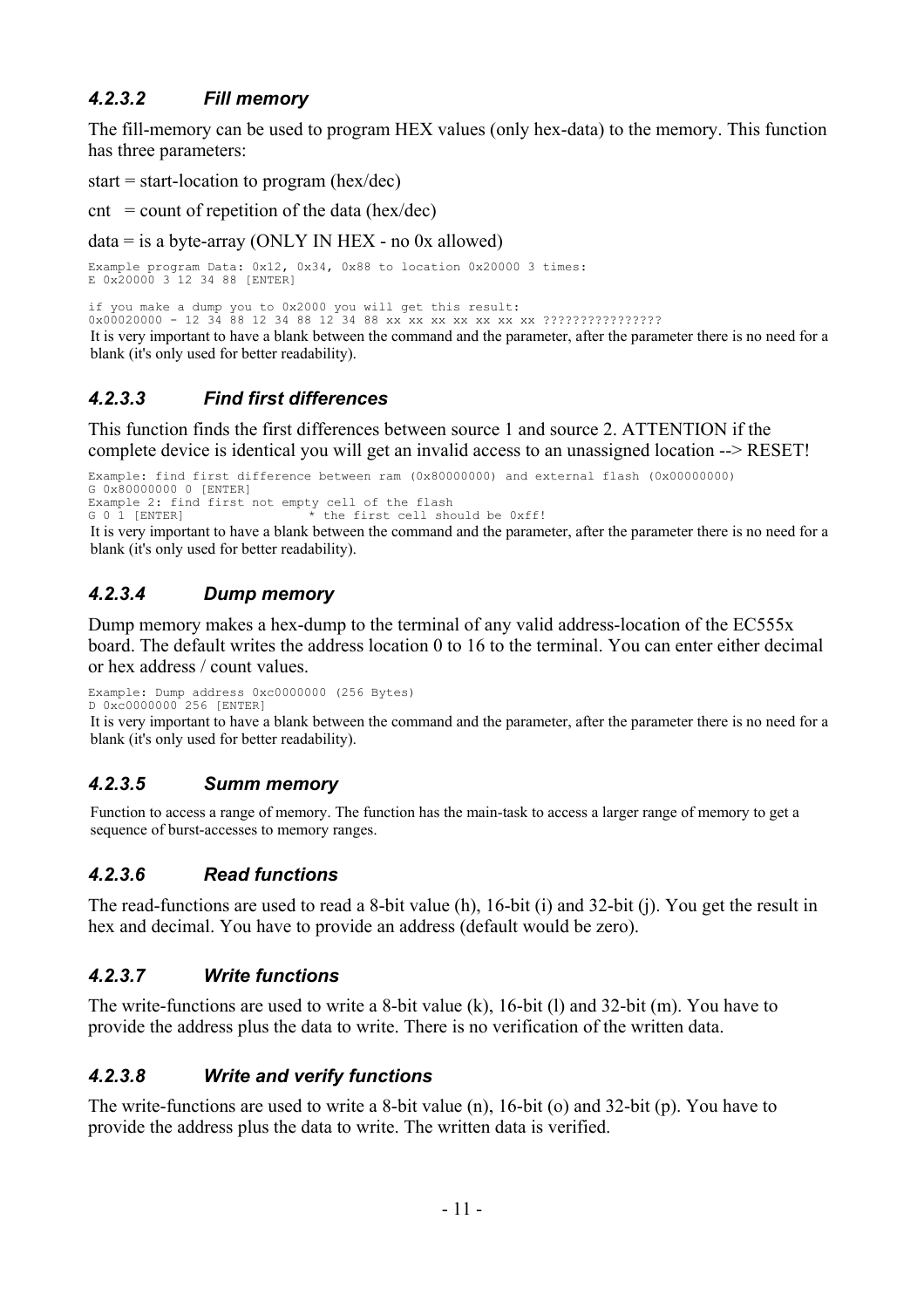#### *4.2.3.2 Fill memory*

The fill-memory can be used to program HEX values (only hex-data) to the memory. This function has three parameters:

start = start-location to program (hex/dec)

cnt = count of repetition of the data (hex/dec)

data = is a byte-array (ONLY IN HEX - no 0x allowed)

```
Example program Data: 0x12, 0x34, 0x88 to location 0x20000 3 times:
E 0x20000 3 12 34 88 [ENTER]

if you make a dump you to 0x2000 you will get this result:
0x00020000 - 12 34 88 12 34 88 12 34 88 xx xx xx xx xx xx xx ????????????????
```

It is very important to have a blank between the command and the parameter, after the parameter there is no need for a blank (it's only used for better readability).

#### *4.2.3.3 Find first differences*

This function finds the first differences between source 1 and source 2. ATTENTION if the complete device is identical you will get an invalid access to an unassigned location --> RESET!

```
Example: find first difference between ram (0x80000000) and external flash (0x00000000)
G 0x80000000 0 [ENTER]
Example 2: find first not empty cell of the flash
G 0 1 [ENTER]                * the first cell should be 0xff!
```

It is very important to have a blank between the command and the parameter, after the parameter there is no need for a blank (it's only used for better readability).

#### *4.2.3.4 Dump memory*

Dump memory makes a hex-dump to the terminal of any valid address-location of the EC555x board. The default writes the address location 0 to 16 to the terminal. You can enter either decimal or hex address / count values.

```
Example: Dump address 0xc0000000 (256 Bytes)
D 0xc0000000 256 [ENTER]
```

It is very important to have a blank between the command and the parameter, after the parameter there is no need for a blank (it's only used for better readability).

#### *4.2.3.5 Summ memory*

Function to access a range of memory. The function has the main-task to access a larger range of memory to get a sequence of burst-accesses to memory ranges.

#### *4.2.3.6 Read functions*

The read-functions are used to read a 8-bit value (h), 16-bit (i) and 32-bit (j). You get the result in hex and decimal. You have to provide an address (default would be zero).

#### *4.2.3.7 Write functions*

The write-functions are used to write a 8-bit value (k), 16-bit (l) and 32-bit (m). You have to provide the address plus the data to write. There is no verification of the written data.

#### *4.2.3.8 Write and verify functions*

The write-functions are used to write a 8-bit value (n), 16-bit (o) and 32-bit (p). You have to provide the address plus the data to write. The written data is verified.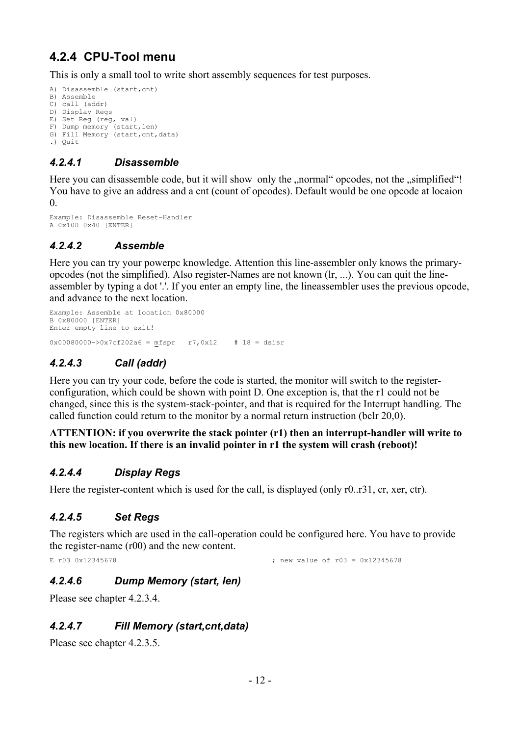## 4.2.4 CPU-Tool menu

This is only a small tool to write short assembly sequences for test purposes.

```
A) Disassemble (start,cnt)
B) Assemble
C) call (addr)
D) Display Regs
E) Set Reg (reg, val)
F) Dump memory (start,len)
G) Fill Memory (start,cnt,data)
.) Quit
```

### *4.2.4.1 Disassemble*

Here you can disassemble code, but it will show only the „normal“ opcodes, not the „simplified“! You have to give an address and a cnt (count of opcodes). Default would be one opcode at locaion 0.

```
Example: Disassemble Reset-Handler
A 0x100 0x40 [ENTER]
```

### *4.2.4.2 Assemble*

Here you can try your powerpc knowledge. Attention this line-assembler only knows the primary-opcodes (not the simplified). Also register-Names are not known (lr, ...). You can quit the line-assembler by typing a dot '.'. If you enter an empty line, the lineassembler uses the previous opcode, and advance to the next location.

```
Example: Assemble at location 0x80000
B 0x80000 [ENTER]
Enter empty line to exit!

0x00080000->0x7cf202a6 = mfspr   r7,0x12    # 18 = dsisr
```

### *4.2.4.3 Call (addr)*

Here you can try your code, before the code is started, the monitor will switch to the register-configuration, which could be shown with point D. One exception is, that the r1 could not be changed, since this is the system-stack-pointer, and that is required for the Interrupt handling. The called function could return to the monitor by a normal return instruction (bclr 20,0).

**ATTENTION: if you overwrite the stack pointer (r1) then an interrupt-handler will write to this new location. If there is an invalid pointer in r1 the system will crash (reboot)!**

### *4.2.4.4 Display Regs*

Here the register-content which is used for the call, is displayed (only r0..r31, cr, xer, ctr).

### *4.2.4.5 Set Regs*

The registers which are used in the call-operation could be configured here. You have to provide the register-name (r00) and the new content.

```
E r03 0x12345678                                   ; new value of r03 = 0x12345678
```

### *4.2.4.6 Dump Memory (start, len)*

Please see chapter 4.2.3.4.

### *4.2.4.7 Fill Memory (start,cnt,data)*

Please see chapter 4.2.3.5.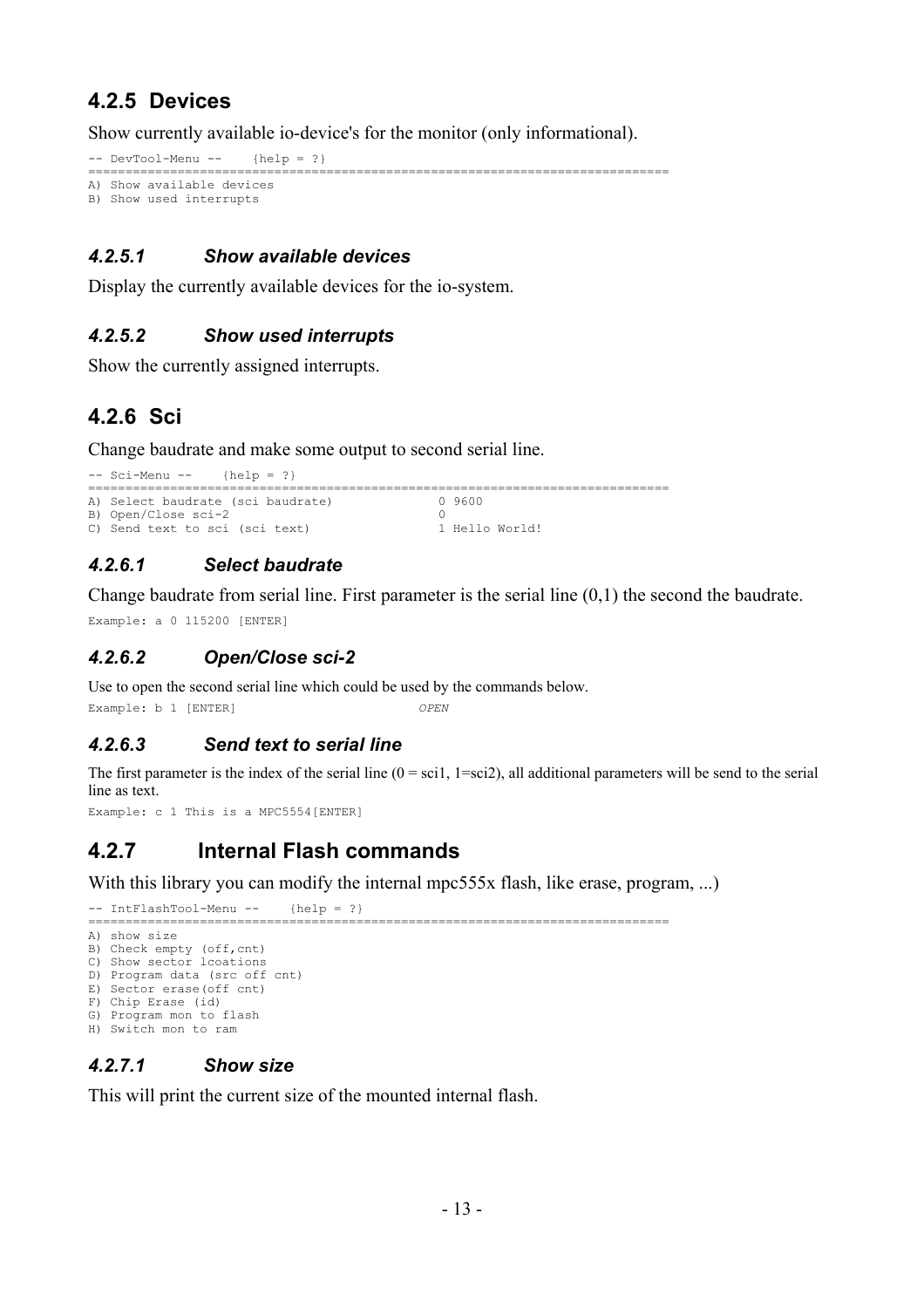### 4.2.5 Devices

Show currently available io-device's for the monitor (only informational).

```
-- DevTool-Menu --    {help = ?}
==============================================================================
A) Show available devices
B) Show used interrupts
```

#### *4.2.5.1 Show available devices*

Display the currently available devices for the io-system.

#### *4.2.5.2 Show used interrupts*

Show the currently assigned interrupts.

### 4.2.6 Sci

Change baudrate and make some output to second serial line.

```
-- Sci-Menu --    {help = ?}
==============================================================================
A) Select baudrate (sci baudrate)              0 9600
B) Open/Close sci-2                            0
C) Send text to sci (sci text)                 1 Hello World!
```

#### *4.2.6.1 Select baudrate*

Change baudrate from serial line. First parameter is the serial line (0,1) the second the baudrate.

```
Example: a 0 115200 [ENTER]
```

#### *4.2.6.2 Open/Close sci-2*

Use to open the second serial line which could be used by the commands below.

```
Example: b 1 [ENTER]                    OPEN
```

#### *4.2.6.3 Send text to serial line*

The first parameter is the index of the serial line (0 = sci1, 1=sci2), all additional parameters will be send to the serial line as text.

```
Example: c 1 This is a MPC5554[ENTER]
```

### 4.2.7 Internal Flash commands

With this library you can modify the internal mpc555x flash, like erase, program, ...)

```
-- IntFlashTool-Menu --    {help = ?}
==============================================================================
A) show size
B) Check empty (off,cnt)
C) Show sector lcoations
D) Program data (src off cnt)
E) Sector erase(off cnt)
F) Chip Erase (id)
G) Program mon to flash
H) Switch mon to ram
```

#### *4.2.7.1 Show size*

This will print the current size of the mounted internal flash.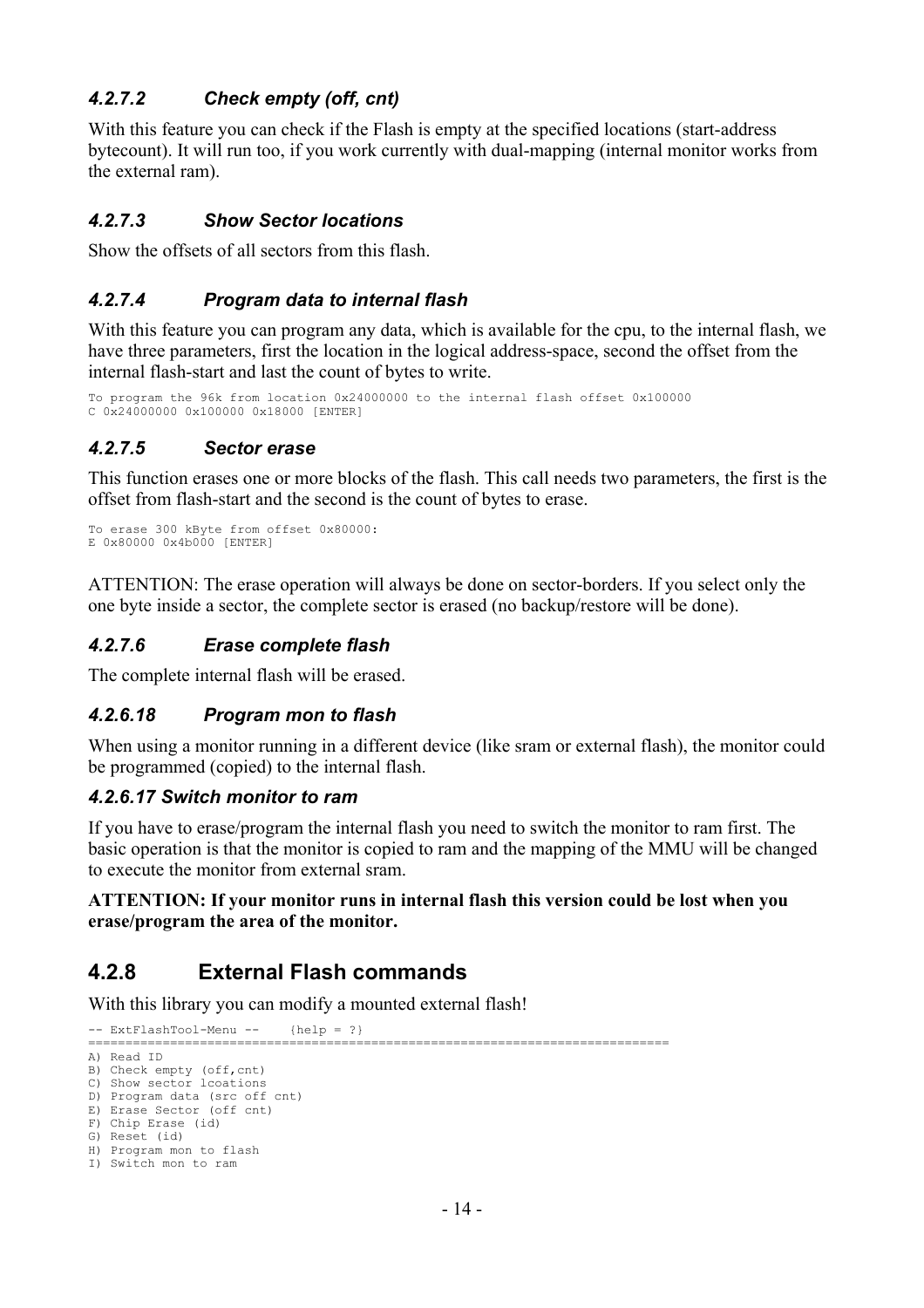#### *4.2.7.2 Check empty (off, cnt)*

With this feature you can check if the Flash is empty at the specified locations (start-address bytecount). It will run too, if you work currently with dual-mapping (internal monitor works from the external ram).

#### *4.2.7.3 Show Sector locations*

Show the offsets of all sectors from this flash.

#### *4.2.7.4 Program data to internal flash*

With this feature you can program any data, which is available for the cpu, to the internal flash, we have three parameters, first the location in the logical address-space, second the offset from the internal flash-start and last the count of bytes to write.

```
To program the 96k from location 0x24000000 to the internal flash offset 0x100000
C 0x24000000 0x100000 0x18000 [ENTER]
```

#### *4.2.7.5 Sector erase*

This function erases one or more blocks of the flash. This call needs two parameters, the first is the offset from flash-start and the second is the count of bytes to erase.

```
To erase 300 kByte from offset 0x80000:
E 0x80000 0x4b000 [ENTER]
```

ATTENTION: The erase operation will always be done on sector-borders. If you select only the one byte inside a sector, the complete sector is erased (no backup/restore will be done).

#### *4.2.7.6 Erase complete flash*

The complete internal flash will be erased.

#### *4.2.6.18 Program mon to flash*

When using a monitor running in a different device (like sram or external flash), the monitor could be programmed (copied) to the internal flash.

#### *4.2.6.17 Switch monitor to ram*

If you have to erase/program the internal flash you need to switch the monitor to ram first. The basic operation is that the monitor is copied to ram and the mapping of the MMU will be changed to execute the monitor from external sram.

**ATTENTION: If your monitor runs in internal flash this version could be lost when you erase/program the area of the monitor.**

### 4.2.8 External Flash commands

With this library you can modify a mounted external flash!

```
-- ExtFlashTool-Menu --    {help = ?}
=========================================================================
A) Read ID
B) Check empty (off,cnt)
C) Show sector lcoations
D) Program data (src off cnt)
E) Erase Sector (off cnt)
F) Chip Erase (id)
G) Reset (id)
H) Program mon to flash
I) Switch mon to ram
```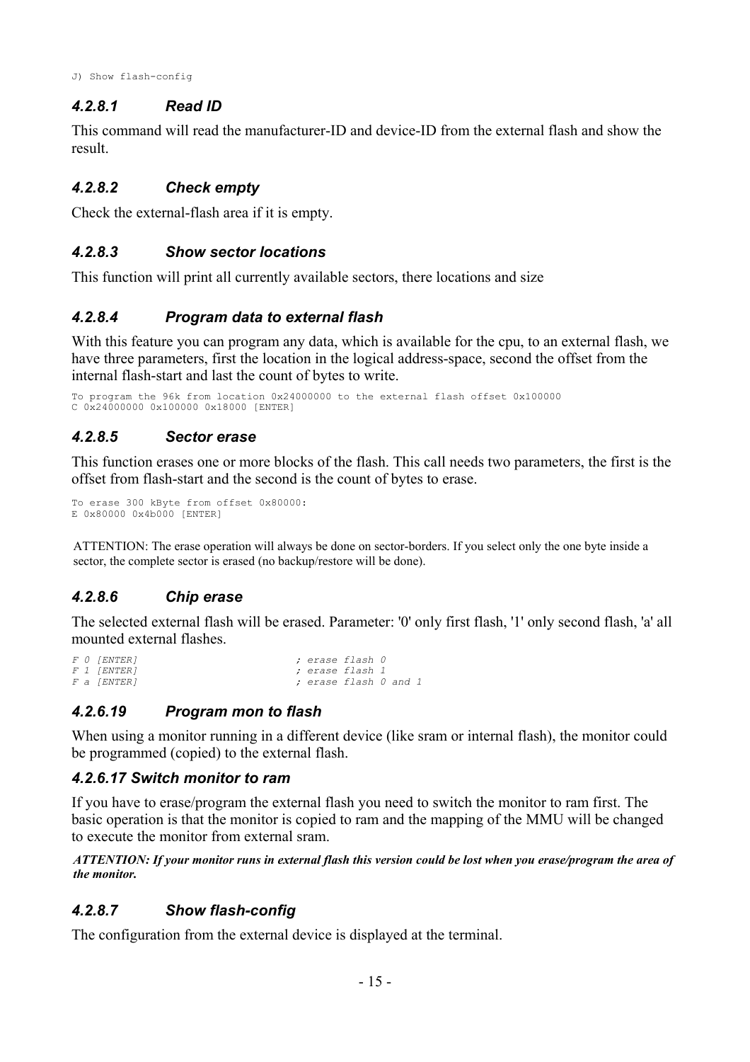```
J) Show flash-config
```

#### *4.2.8.1 Read ID*

This command will read the manufacturer-ID and device-ID from the external flash and show the result.

#### *4.2.8.2 Check empty*

Check the external-flash area if it is empty.

#### *4.2.8.3 Show sector locations*

This function will print all currently available sectors, there locations and size

#### *4.2.8.4 Program data to external flash*

With this feature you can program any data, which is available for the cpu, to an external flash, we have three parameters, first the location in the logical address-space, second the offset from the internal flash-start and last the count of bytes to write.

```
To program the 96k from location 0x24000000 to the external flash offset 0x100000
C 0x24000000 0x100000 0x18000 [ENTER]
```

#### *4.2.8.5 Sector erase*

This function erases one or more blocks of the flash. This call needs two parameters, the first is the offset from flash-start and the second is the count of bytes to erase.

```
To erase 300 kByte from offset 0x80000:
E 0x80000 0x4b000 [ENTER]
```

ATTENTION: The erase operation will always be done on sector-borders. If you select only the one byte inside a sector, the complete sector is erased (no backup/restore will be done).

#### *4.2.8.6 Chip erase*

The selected external flash will be erased. Parameter: '0' only first flash, '1' only second flash, 'a' all mounted external flashes.

```
F 0 [ENTER]                    ; erase flash 0
F 1 [ENTER]                    ; erase flash 1
F a [ENTER]                    ; erase flash 0 and 1
```

#### *4.2.6.19 Program mon to flash*

When using a monitor running in a different device (like sram or internal flash), the monitor could be programmed (copied) to the external flash.

#### *4.2.6.17 Switch monitor to ram*

If you have to erase/program the external flash you need to switch the monitor to ram first. The basic operation is that the monitor is copied to ram and the mapping of the MMU will be changed to execute the monitor from external sram.

***ATTENTION: If your monitor runs in external flash this version could be lost when you erase/program the area of the monitor.***

#### *4.2.8.7 Show flash-config*

The configuration from the external device is displayed at the terminal.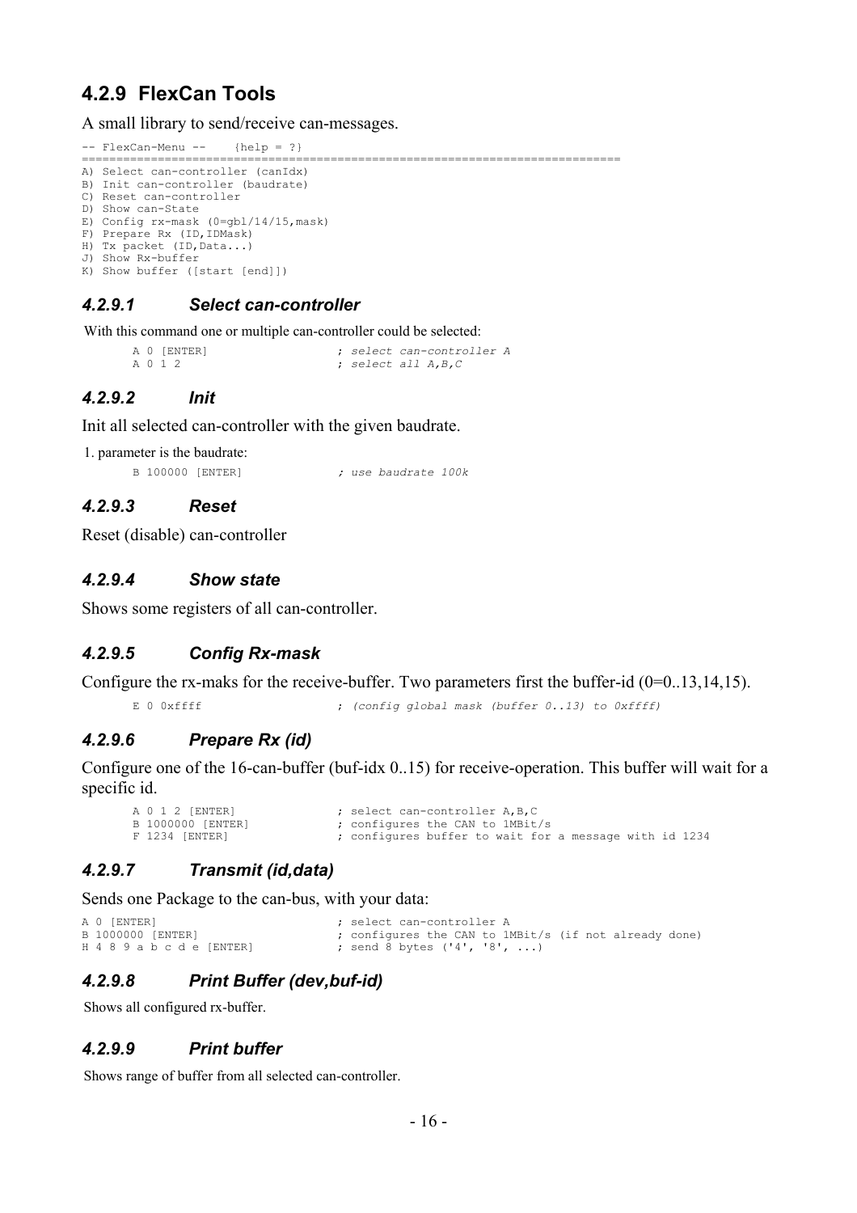## 4.2.9 FlexCan Tools

A small library to send/receive can-messages.

```
-- FlexCan-Menu --    {help = ?}
=========================================================================
A) Select can-controller (canIdx)
B) Init can-controller (baudrate)
C) Reset can-controller
D) Show can-State
E) Config rx-mask (0=gbl/14/15,mask)
F) Prepare Rx (ID,IDMask)
H) Tx packet (ID,Data...)
J) Show Rx-buffer
K) Show buffer ([start [end]])
```

### *4.2.9.1 Select can-controller*

With this command one or multiple can-controller could be selected:

```
A 0 [ENTER]                ; select can-controller A
A 0 1 2                    ; select all A,B,C
```

### *4.2.9.2 Init*

Init all selected can-controller with the given baudrate.

1. parameter is the baudrate:

```
B 100000 [ENTER]           ; use baudrate 100k
```

### *4.2.9.3 Reset*

Reset (disable) can-controller

### *4.2.9.4 Show state*

Shows some registers of all can-controller.

### *4.2.9.5 Config Rx-mask*

Configure the rx-maks for the receive-buffer. Two parameters first the buffer-id (0=0..13,14,15).

```
E 0 0xffff                 ; (config global mask (buffer 0..13) to 0xffff)
```

### *4.2.9.6 Prepare Rx (id)*

Configure one of the 16-can-buffer (buf-idx 0..15) for receive-operation. This buffer will wait for a specific id.

```
A 0 1 2 [ENTER]            ; select can-controller A,B,C
B 1000000 [ENTER]          ; configures the CAN to 1MBit/s
F 1234 [ENTER]             ; configures buffer to wait for a message with id 1234
```

### *4.2.9.7 Transmit (id,data)*

Sends one Package to the can-bus, with your data:

```
A 0 [ENTER]                     ; select can-controller A
B 1000000 [ENTER]               ; configures the CAN to 1MBit/s (if not already done)
H 4 8 9 a b c d e [ENTER]       ; send 8 bytes ('4', '8', ...)
```

### *4.2.9.8 Print Buffer (dev,buf-id)*

Shows all configured rx-buffer.

### *4.2.9.9 Print buffer*

Shows range of buffer from all selected can-controller.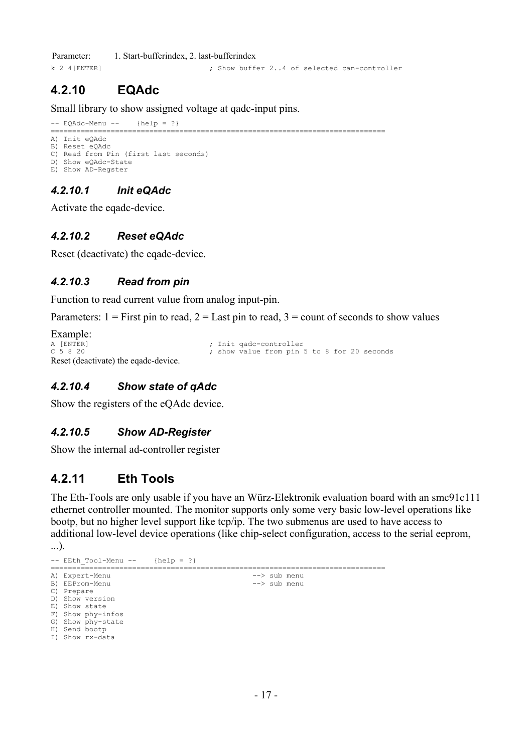Parameter: 1. Start-bufferindex, 2. last-bufferindex

```
k 2 4[ENTER]                    ; Show buffer 2..4 of selected can-controller
```

## 4.2.10 EQAdc

Small library to show assigned voltage at qadc-input pins.

```
-- EQAdc-Menu --    {help = ?}
===========================================================================
A) Init eQAdc
B) Reset eQAdc
C) Read from Pin (first last seconds)
D) Show eQAdc-State
E) Show AD-Regster
```

### *4.2.10.1 Init eQAdc*

Activate the eqadc-device.

### *4.2.10.2 Reset eQAdc*

Reset (deactivate) the eqadc-device.

### *4.2.10.3 Read from pin*

Function to read current value from analog input-pin.

Parameters: 1 = First pin to read, 2 = Last pin to read, 3 = count of seconds to show values

Example:

```
A [ENTER]                       ; Init qadc-controller
C 5 8 20                        ; show value from pin 5 to 8 for 20 seconds
```

Reset (deactivate) the eqadc-device.

### *4.2.10.4 Show state of qAdc*

Show the registers of the eQAdc device.

### *4.2.10.5 Show AD-Register*

Show the internal ad-controller register

## 4.2.11 Eth Tools

The Eth-Tools are only usable if you have an Würz-Elektronik evaluation board with an smc91c111 ethernet controller mounted. The monitor supports only some very basic low-level operations like bootp, but no higher level support like tcp/ip. The two submenus are used to have access to additional low-level device operations (like chip-select configuration, access to the serial eeprom, ...).

```
-- EEth_Tool-Menu --    {help = ?}
===========================================================================
A) Expert-Menu                              --> sub menu
B) EEProm-Menu                              --> sub menu
C) Prepare
D) Show version
E) Show state
F) Show phy-infos
G) Show phy-state
H) Send bootp
I) Show rx-data
```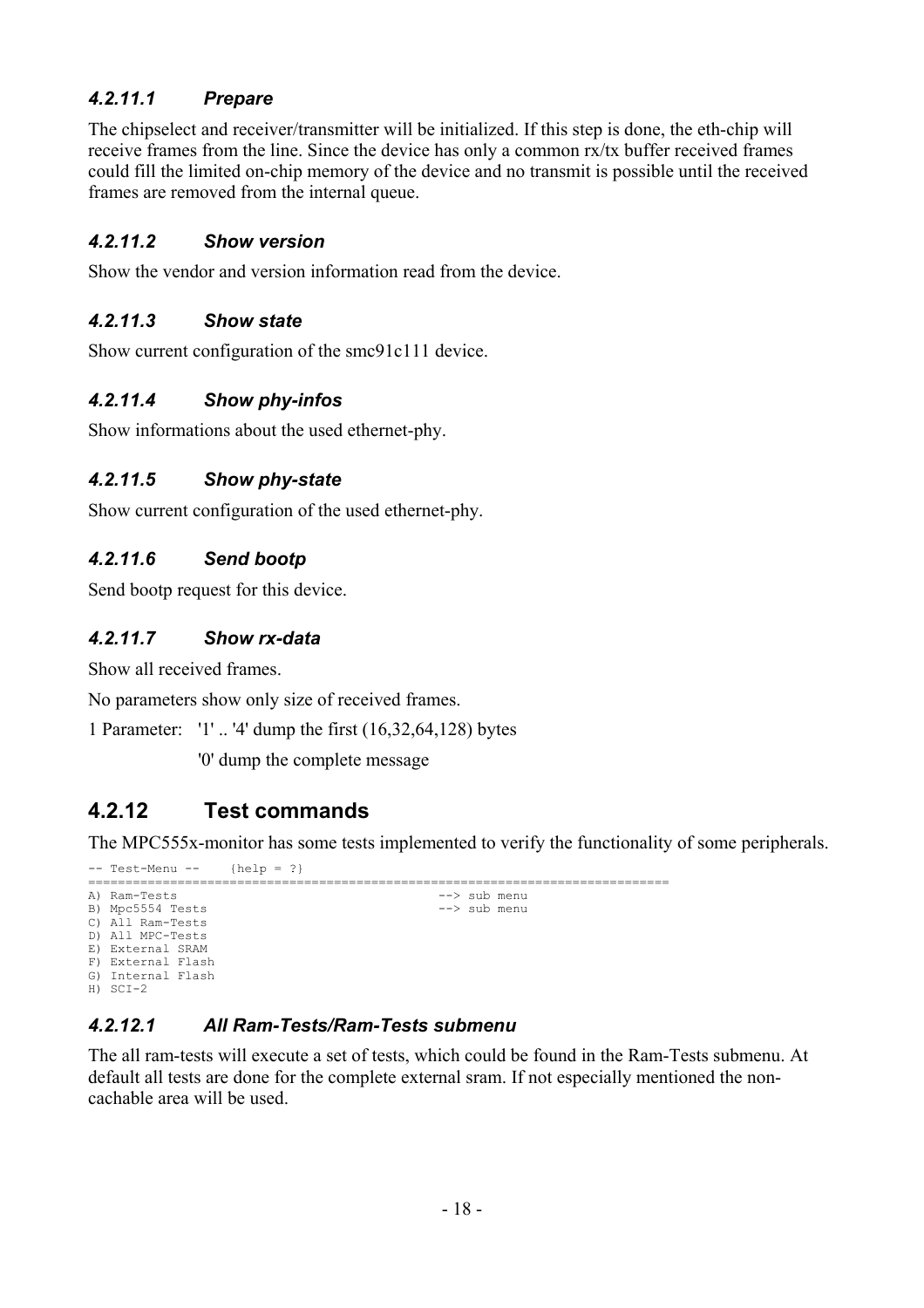#### 4.2.11.1 Prepare

The chipselect and receiver/transmitter will be initialized. If this step is done, the eth-chip will receive frames from the line. Since the device has only a common rx/tx buffer received frames could fill the limited on-chip memory of the device and no transmit is possible until the received frames are removed from the internal queue.

#### 4.2.11.2 Show version

Show the vendor and version information read from the device.

#### 4.2.11.3 Show state

Show current configuration of the smc91c111 device.

#### 4.2.11.4 Show phy-infos

Show informations about the used ethernet-phy.

#### 4.2.11.5 Show phy-state

Show current configuration of the used ethernet-phy.

#### 4.2.11.6 Send bootp

Send bootp request for this device.

#### 4.2.11.7 Show rx-data

Show all received frames.

No parameters show only size of received frames.

1 Parameter: '1' .. '4' dump the first (16,32,64,128) bytes

'0' dump the complete message

### 4.2.12 Test commands

The MPC555x-monitor has some tests implemented to verify the functionality of some peripherals.

```
-- Test-Menu --    {help = ?}
=========================================================================
A) Ram-Tests                                --> sub menu
B) Mpc5554 Tests                            --> sub menu
C) All Ram-Tests
D) All MPC-Tests
E) External SRAM
F) External Flash
G) Internal Flash
H) SCI-2
```

#### 4.2.12.1 All Ram-Tests/Ram-Tests submenu

The all ram-tests will execute a set of tests, which could be found in the Ram-Tests submenu. At default all tests are done for the complete external sram. If not especially mentioned the non-cachable area will be used.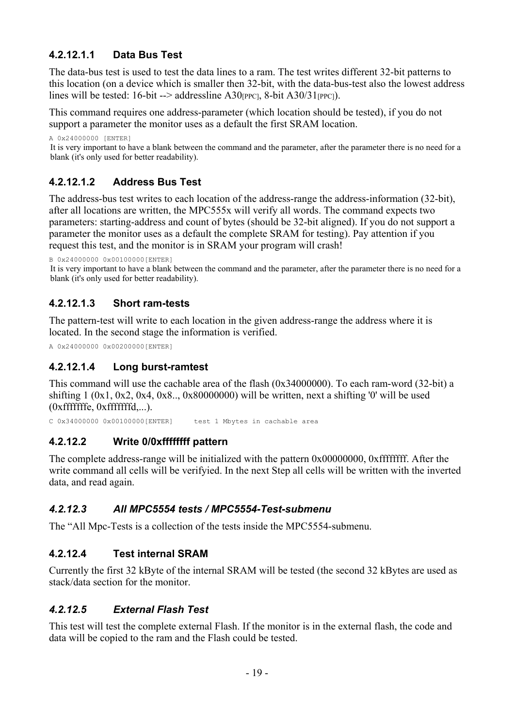#### 4.2.12.1.1 Data Bus Test

The data-bus test is used to test the data lines to a ram. The test writes different 32-bit patterns to this location (on a device which is smaller then 32-bit, with the data-bus-test also the lowest address lines will be tested: 16-bit --> addressline A30[PPC], 8-bit A30/31[PPC]).

This command requires one address-parameter (which location should be tested), if you do not support a parameter the monitor uses as a default the first SRAM location.

```
A 0x24000000 [ENTER]
```

It is very important to have a blank between the command and the parameter, after the parameter there is no need for a blank (it's only used for better readability).

#### 4.2.12.1.2 Address Bus Test

The address-bus test writes to each location of the address-range the address-information (32-bit), after all locations are written, the MPC555x will verify all words. The command expects two parameters: starting-address and count of bytes (should be 32-bit aligned). If you do not support a parameter the monitor uses as a default the complete SRAM for testing). Pay attention if you request this test, and the monitor is in SRAM your program will crash!

```
B 0x24000000 0x00100000[ENTER]
```

It is very important to have a blank between the command and the parameter, after the parameter there is no need for a blank (it's only used for better readability).

#### 4.2.12.1.3 Short ram-tests

The pattern-test will write to each location in the given address-range the address where it is located. In the second stage the information is verified.

```
A 0x24000000 0x00200000[ENTER]
```

#### 4.2.12.1.4 Long burst-ramtest

This command will use the cachable area of the flash (0x34000000). To each ram-word (32-bit) a shifting 1 (0x1, 0x2, 0x4, 0x8.., 0x80000000) will be written, next a shifting '0' will be used (0xfffffffe, 0xfffffffd,...).

```
C 0x34000000 0x00100000[ENTER]     test 1 Mbytes in cachable area
```

### 4.2.12.2 Write 0/0xffffffff pattern

The complete address-range will be initialized with the pattern 0x00000000, 0xffffffff. After the write command all cells will be verifyied. In the next Step all cells will be written with the inverted data, and read again.

### *4.2.12.3 All MPC5554 tests / MPC5554-Test-submenu*

The "All Mpc-Tests is a collection of the tests inside the MPC5554-submenu.

### 4.2.12.4 Test internal SRAM

Currently the first 32 kByte of the internal SRAM will be tested (the second 32 kBytes are used as stack/data section for the monitor.

### *4.2.12.5 External Flash Test*

This test will test the complete external Flash. If the monitor is in the external flash, the code and data will be copied to the ram and the Flash could be tested.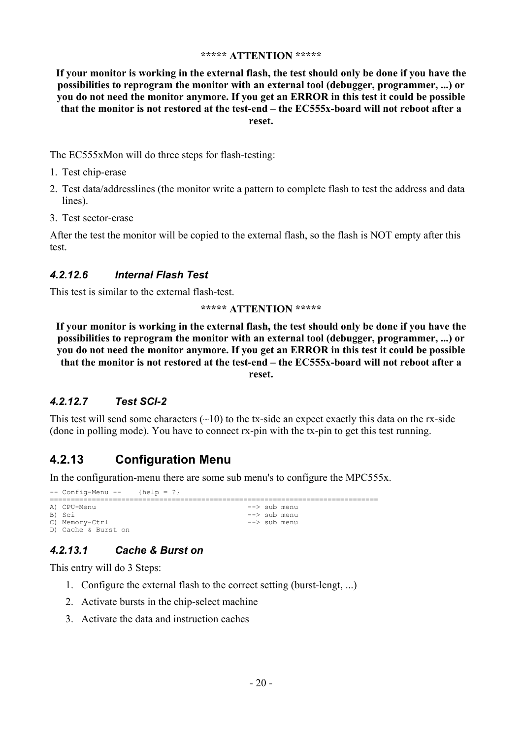**\*\*\*\*\* ATTENTION \*\*\*\*\***

**If your monitor is working in the external flash, the test should only be done if you have the possibilities to reprogram the monitor with an external tool (debugger, programmer, ...) or you do not need the monitor anymore. If you get an ERROR in this test it could be possible that the monitor is not restored at the test-end – the EC555x-board will not reboot after a reset.**

The EC555xMon will do three steps for flash-testing:

1. Test chip-erase
2. Test data/addresslines (the monitor write a pattern to complete flash to test the address and data lines).
3. Test sector-erase

After the test the monitor will be copied to the external flash, so the flash is NOT empty after this test.

#### *4.2.12.6 Internal Flash Test*

This test is similar to the external flash-test.

**\*\*\*\*\* ATTENTION \*\*\*\*\***

**If your monitor is working in the external flash, the test should only be done if you have the possibilities to reprogram the monitor with an external tool (debugger, programmer, ...) or you do not need the monitor anymore. If you get an ERROR in this test it could be possible that the monitor is not restored at the test-end – the EC555x-board will not reboot after a reset.**

#### *4.2.12.7 Test SCI-2*

This test will send some characters (~10) to the tx-side an expect exactly this data on the rx-side (done in polling mode). You have to connect rx-pin with the tx-pin to get this test running.

### 4.2.13 Configuration Menu

In the configuration-menu there are some sub menu's to configure the MPC555x.

```
-- Config-Menu --    {help = ?}
===========================================================================
A) CPU-Menu                                    --> sub menu
B) Sci                                         --> sub menu
C) Memory-Ctrl                                 --> sub menu
D) Cache & Burst on
```

#### *4.2.13.1 Cache & Burst on*

This entry will do 3 Steps:

1. Configure the external flash to the correct setting (burst-lengt, ...)
2. Activate bursts in the chip-select machine
3. Activate the data and instruction caches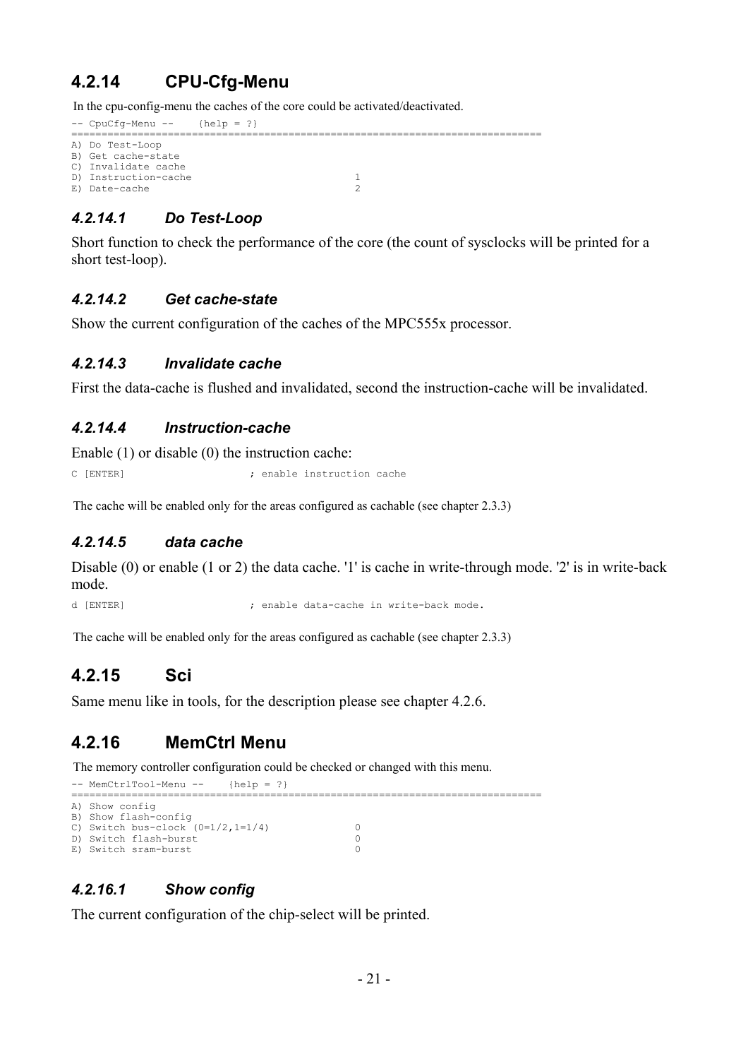### 4.2.14 CPU-Cfg-Menu

In the cpu-config-menu the caches of the core could be activated/deactivated.

```
-- CpuCfg-Menu --    {help = ?}
==========================================================================
A) Do Test-Loop
B) Get cache-state
C) Invalidate cache
D) Instruction-cache                         1
E) Date-cache                                2
```

#### *4.2.14.1 Do Test-Loop*

Short function to check the performance of the core (the count of sysclocks will be printed for a short test-loop).

#### *4.2.14.2 Get cache-state*

Show the current configuration of the caches of the MPC555x processor.

#### *4.2.14.3 Invalidate cache*

First the data-cache is flushed and invalidated, second the instruction-cache will be invalidated.

#### *4.2.14.4 Instruction-cache*

Enable (1) or disable (0) the instruction cache:

```
C [ENTER]                    ; enable instruction cache
```

The cache will be enabled only for the areas configured as cachable (see chapter 2.3.3)

#### *4.2.14.5 data cache*

Disable (0) or enable (1 or 2) the data cache. '1' is cache in write-through mode. '2' is in write-back mode.

```
d [ENTER]                    ; enable data-cache in write-back mode.
```

The cache will be enabled only for the areas configured as cachable (see chapter 2.3.3)

### 4.2.15 Sci

Same menu like in tools, for the description please see chapter 4.2.6.

### 4.2.16 MemCtrl Menu

The memory controller configuration could be checked or changed with this menu.

```
-- MemCtrlTool-Menu --    {help = ?}
==========================================================================
A) Show config
B) Show flash-config
C) Switch bus-clock (0=1/2,1=1/4)            0
D) Switch flash-burst                        0
E) Switch sram-burst                         0
```

#### *4.2.16.1 Show config*

The current configuration of the chip-select will be printed.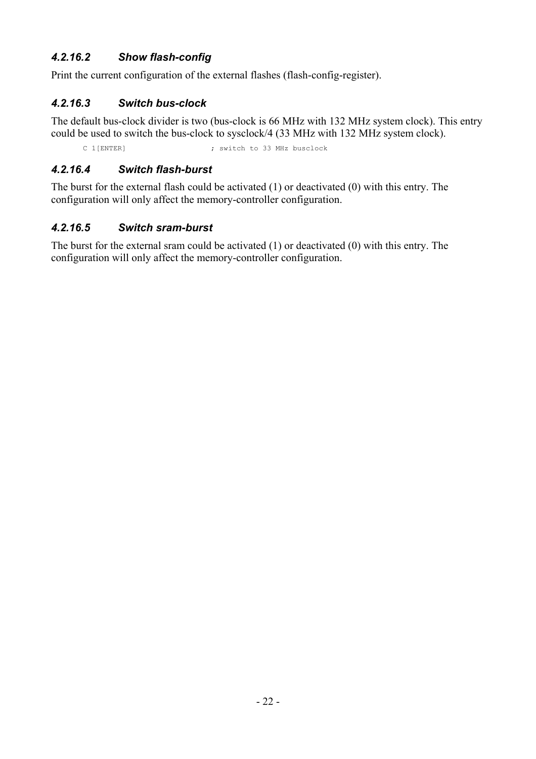#### *4.2.16.2 Show flash-config*

Print the current configuration of the external flashes (flash-config-register).

#### *4.2.16.3 Switch bus-clock*

The default bus-clock divider is two (bus-clock is 66 MHz with 132 MHz system clock). This entry could be used to switch the bus-clock to sysclock/4 (33 MHz with 132 MHz system clock).

```
C 1[ENTER]                    ; switch to 33 MHz busclock
```

#### *4.2.16.4 Switch flash-burst*

The burst for the external flash could be activated (1) or deactivated (0) with this entry. The configuration will only affect the memory-controller configuration.

#### *4.2.16.5 Switch sram-burst*

The burst for the external sram could be activated (1) or deactivated (0) with this entry. The configuration will only affect the memory-controller configuration.